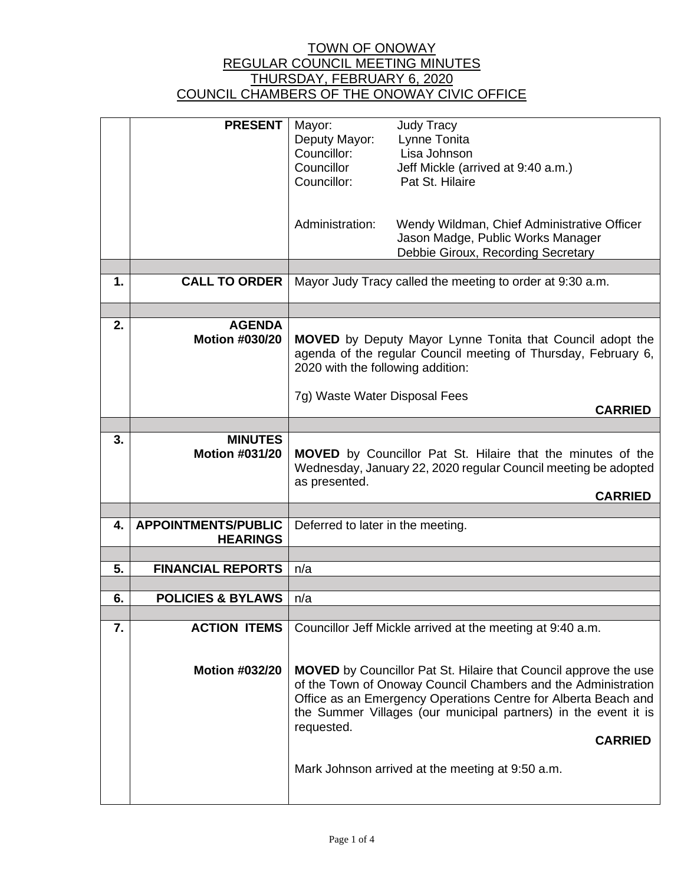# TOWN OF ONOWAY
## REGULAR COUNCIL MEETING MINUTES
## THURSDAY, FEBRUARY 6, 2020
## COUNCIL CHAMBERS OF THE ONOWAY CIVIC OFFICE

| | | |
|---|---|---|
| | **PRESENT** | Mayor: Judy Tracy<br>Deputy Mayor: Lynne Tonita<br>Councillor: Lisa Johnson<br>Councillor Jeff Mickle (arrived at 9:40 a.m.)<br>Councillor: Pat St. Hilaire<br><br>Administration: Wendy Wildman, Chief Administrative Officer<br>Jason Madge, Public Works Manager<br>Debbie Giroux, Recording Secretary |
| | | |
| **1.** | **CALL TO ORDER** | Mayor Judy Tracy called the meeting to order at 9:30 a.m. |
| | | |
| **2.** | **AGENDA**<br>**Motion #030/20** | **MOVED** by Deputy Mayor Lynne Tonita that Council adopt the agenda of the regular Council meeting of Thursday, February 6, 2020 with the following addition:<br><br>7g) Waste Water Disposal Fees<br>**CARRIED** |
| | | |
| **3.** | **MINUTES**<br>**Motion #031/20** | **MOVED** by Councillor Pat St. Hilaire that the minutes of the Wednesday, January 22, 2020 regular Council meeting be adopted as presented.<br>**CARRIED** |
| | | |
| **4.** | **APPOINTMENTS/PUBLIC HEARINGS** | Deferred to later in the meeting. |
| | | |
| **5.** | **FINANCIAL REPORTS** | n/a |
| | | |
| **6.** | **POLICIES & BYLAWS** | n/a |
| | | |
| **7.** | **ACTION ITEMS** | Councillor Jeff Mickle arrived at the meeting at 9:40 a.m. |
| | **Motion #032/20** | **MOVED** by Councillor Pat St. Hilaire that Council approve the use of the Town of Onoway Council Chambers and the Administration Office as an Emergency Operations Centre for Alberta Beach and the Summer Villages (our municipal partners) in the event it is requested.<br>**CARRIED**<br><br>Mark Johnson arrived at the meeting at 9:50 a.m. |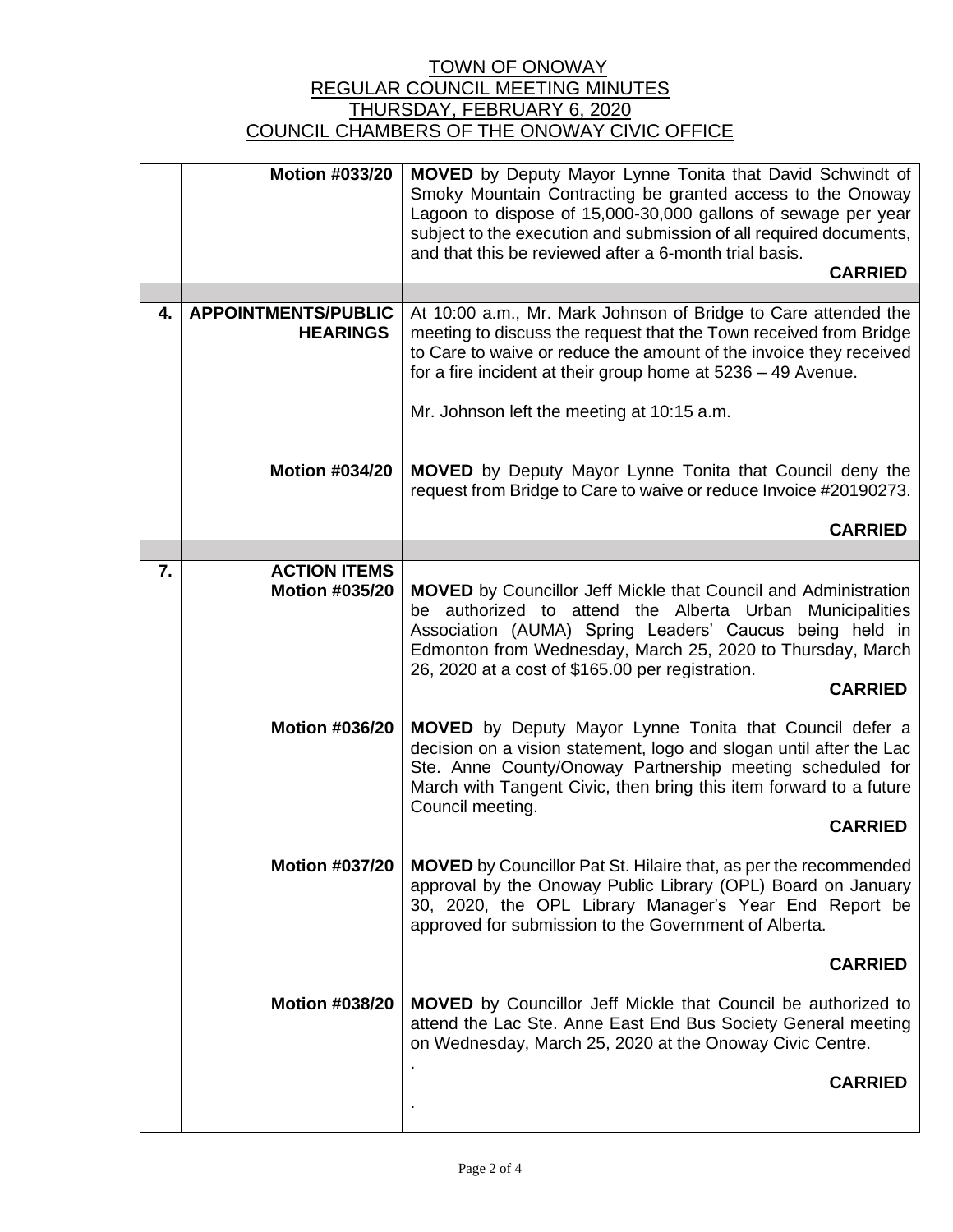TOWN OF ONOWAY
REGULAR COUNCIL MEETING MINUTES
THURSDAY, FEBRUARY 6, 2020
COUNCIL CHAMBERS OF THE ONOWAY CIVIC OFFICE

| | | |
|---|---|---|
| | **Motion #033/20** | **MOVED** by Deputy Mayor Lynne Tonita that David Schwindt of Smoky Mountain Contracting be granted access to the Onoway Lagoon to dispose of 15,000-30,000 gallons of sewage per year subject to the execution and submission of all required documents, and that this be reviewed after a 6-month trial basis. **CARRIED** |
| | | |
| **4.** | **APPOINTMENTS/PUBLIC HEARINGS** | At 10:00 a.m., Mr. Mark Johnson of Bridge to Care attended the meeting to discuss the request that the Town received from Bridge to Care to waive or reduce the amount of the invoice they received for a fire incident at their group home at 5236 – 49 Avenue. Mr. Johnson left the meeting at 10:15 a.m. |
| | **Motion #034/20** | **MOVED** by Deputy Mayor Lynne Tonita that Council deny the request from Bridge to Care to waive or reduce Invoice #20190273. **CARRIED** |
| | | |
| **7.** | **ACTION ITEMS** **Motion #035/20** | **MOVED** by Councillor Jeff Mickle that Council and Administration be authorized to attend the Alberta Urban Municipalities Association (AUMA) Spring Leaders' Caucus being held in Edmonton from Wednesday, March 25, 2020 to Thursday, March 26, 2020 at a cost of $165.00 per registration. **CARRIED** |
| | **Motion #036/20** | **MOVED** by Deputy Mayor Lynne Tonita that Council defer a decision on a vision statement, logo and slogan until after the Lac Ste. Anne County/Onoway Partnership meeting scheduled for March with Tangent Civic, then bring this item forward to a future Council meeting. **CARRIED** |
| | **Motion #037/20** | **MOVED** by Councillor Pat St. Hilaire that, as per the recommended approval by the Onoway Public Library (OPL) Board on January 30, 2020, the OPL Library Manager's Year End Report be approved for submission to the Government of Alberta. **CARRIED** |
| | **Motion #038/20** | **MOVED** by Councillor Jeff Mickle that Council be authorized to attend the Lac Ste. Anne East End Bus Society General meeting on Wednesday, March 25, 2020 at the Onoway Civic Centre. . **CARRIED** . |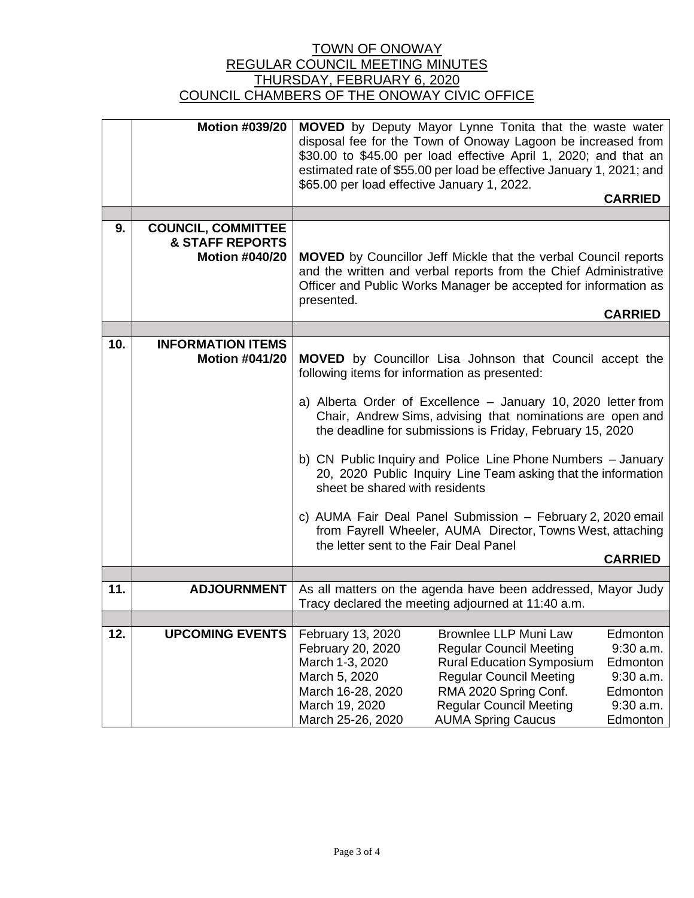# TOWN OF ONOWAY
## REGULAR COUNCIL MEETING MINUTES
## THURSDAY, FEBRUARY 6, 2020
## COUNCIL CHAMBERS OF THE ONOWAY CIVIC OFFICE

| | | |
|---|---|---|
| | **Motion #039/20** | **MOVED** by Deputy Mayor Lynne Tonita that the waste water disposal fee for the Town of Onoway Lagoon be increased from \$30.00 to \$45.00 per load effective April 1, 2020; and that an estimated rate of \$55.00 per load be effective January 1, 2021; and \$65.00 per load effective January 1, 2022. **CARRIED** |
| | | |
| **9.** | **COUNCIL, COMMITTEE & STAFF REPORTS** **Motion #040/20** | **MOVED** by Councillor Jeff Mickle that the verbal Council reports and the written and verbal reports from the Chief Administrative Officer and Public Works Manager be accepted for information as presented. **CARRIED** |
| | | |
| **10.** | **INFORMATION ITEMS** **Motion #041/20** | **MOVED** by Councillor Lisa Johnson that Council accept the following items for information as presented:<br><br>a) Alberta Order of Excellence – January 10, 2020 letter from Chair, Andrew Sims, advising that nominations are open and the deadline for submissions is Friday, February 15, 2020<br><br>b) CN Public Inquiry and Police Line Phone Numbers – January 20, 2020 Public Inquiry Line Team asking that the information sheet be shared with residents<br><br>c) AUMA Fair Deal Panel Submission – February 2, 2020 email from Fayrell Wheeler, AUMA Director, Towns West, attaching the letter sent to the Fair Deal Panel **CARRIED** |
| | | |
| **11.** | **ADJOURNMENT** | As all matters on the agenda have been addressed, Mayor Judy Tracy declared the meeting adjourned at 11:40 a.m. |
| | | |
| **12.** | **UPCOMING EVENTS** | February 13, 2020 — Brownlee LLP Muni Law — Edmonton<br>February 20, 2020 — Regular Council Meeting — 9:30 a.m.<br>March 1-3, 2020 — Rural Education Symposium — Edmonton<br>March 5, 2020 — Regular Council Meeting — 9:30 a.m.<br>March 16-28, 2020 — RMA 2020 Spring Conf. — Edmonton<br>March 19, 2020 — Regular Council Meeting — 9:30 a.m.<br>March 25-26, 2020 — AUMA Spring Caucus — Edmonton |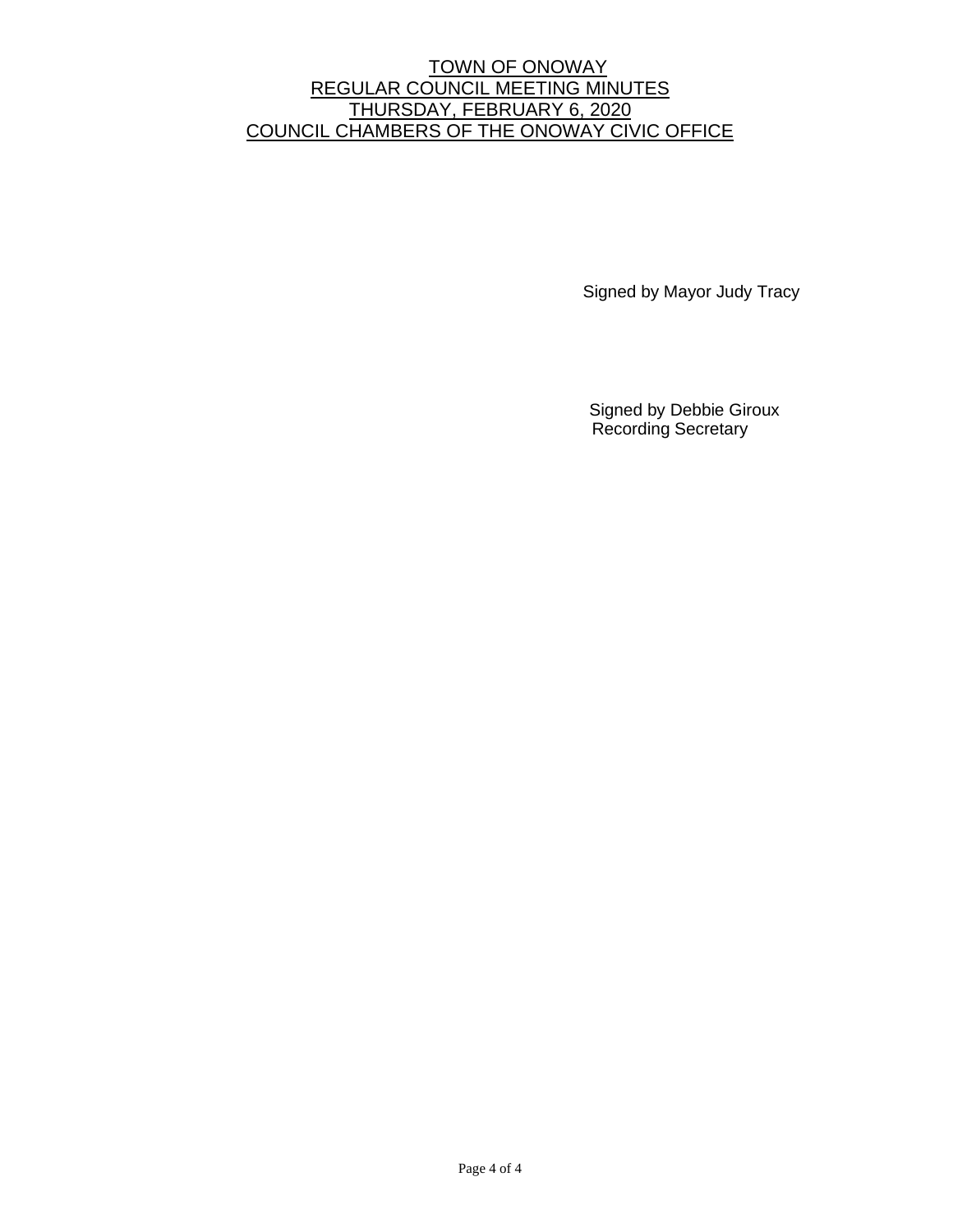TOWN OF ONOWAY
REGULAR COUNCIL MEETING MINUTES
THURSDAY, FEBRUARY 6, 2020
COUNCIL CHAMBERS OF THE ONOWAY CIVIC OFFICE

Signed by Mayor Judy Tracy

Signed by Debbie Giroux
Recording Secretary